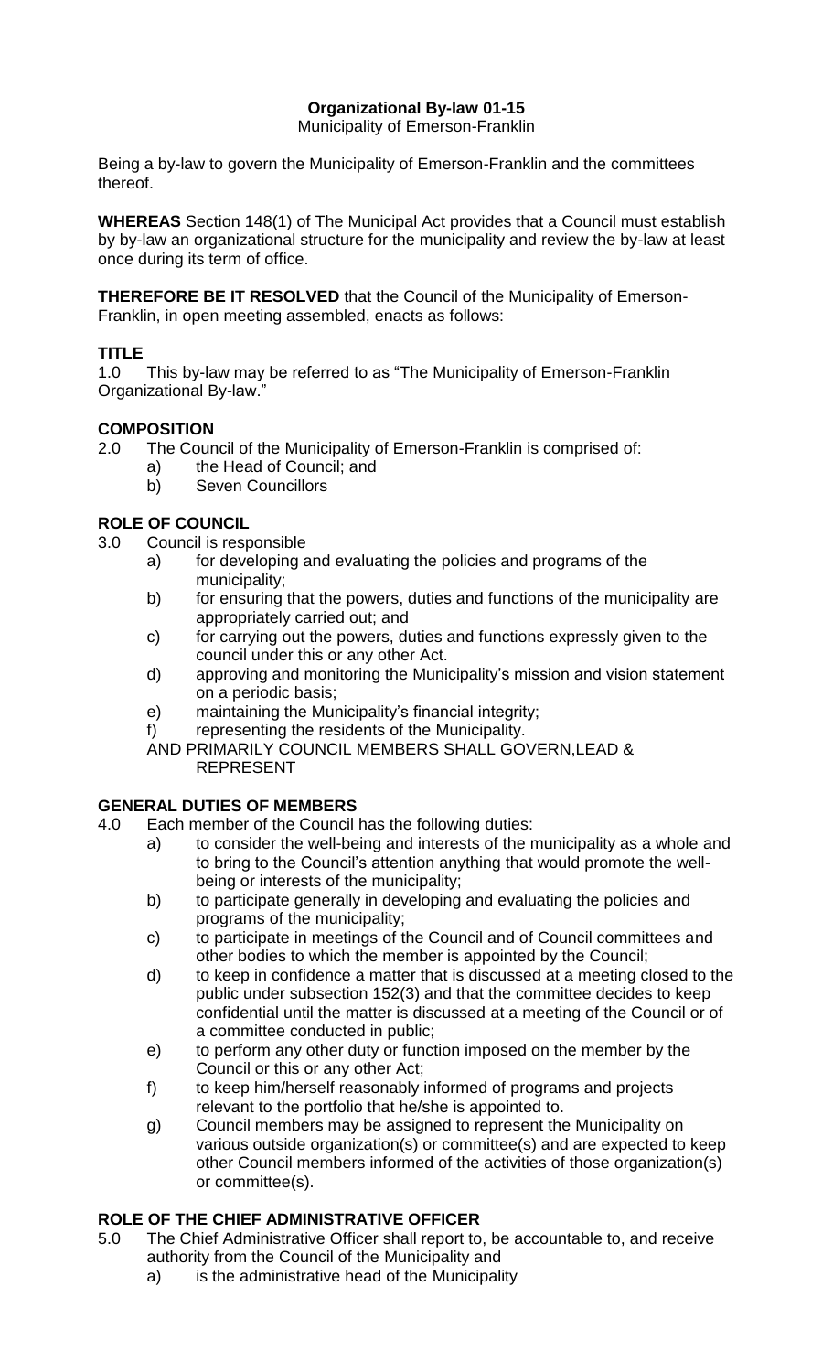# Organizational By-law 01-15

Municipality of Emerson-Franklin

Being a by-law to govern the Municipality of Emerson-Franklin and the committees thereof.

**WHEREAS** Section 148(1) of The Municipal Act provides that a Council must establish by by-law an organizational structure for the municipality and review the by-law at least once during its term of office.

**THEREFORE BE IT RESOLVED** that the Council of the Municipality of Emerson-Franklin, in open meeting assembled, enacts as follows:

## TITLE

1.0 This by-law may be referred to as "The Municipality of Emerson-Franklin Organizational By-law."

## COMPOSITION

2.0 The Council of the Municipality of Emerson-Franklin is comprised of:

- a) the Head of Council; and
- b) Seven Councillors

## ROLE OF COUNCIL

3.0 Council is responsible

- a) for developing and evaluating the policies and programs of the municipality;
- b) for ensuring that the powers, duties and functions of the municipality are appropriately carried out; and
- c) for carrying out the powers, duties and functions expressly given to the council under this or any other Act.
- d) approving and monitoring the Municipality's mission and vision statement on a periodic basis;
- e) maintaining the Municipality's financial integrity;
- f) representing the residents of the Municipality.

AND PRIMARILY COUNCIL MEMBERS SHALL GOVERN,LEAD & REPRESENT

## GENERAL DUTIES OF MEMBERS

4.0 Each member of the Council has the following duties:

- a) to consider the well-being and interests of the municipality as a whole and to bring to the Council's attention anything that would promote the well-being or interests of the municipality;
- b) to participate generally in developing and evaluating the policies and programs of the municipality;
- c) to participate in meetings of the Council and of Council committees and other bodies to which the member is appointed by the Council;
- d) to keep in confidence a matter that is discussed at a meeting closed to the public under subsection 152(3) and that the committee decides to keep confidential until the matter is discussed at a meeting of the Council or of a committee conducted in public;
- e) to perform any other duty or function imposed on the member by the Council or this or any other Act;
- f) to keep him/herself reasonably informed of programs and projects relevant to the portfolio that he/she is appointed to.
- g) Council members may be assigned to represent the Municipality on various outside organization(s) or committee(s) and are expected to keep other Council members informed of the activities of those organization(s) or committee(s).

## ROLE OF THE CHIEF ADMINISTRATIVE OFFICER

5.0 The Chief Administrative Officer shall report to, be accountable to, and receive authority from the Council of the Municipality and

- a) is the administrative head of the Municipality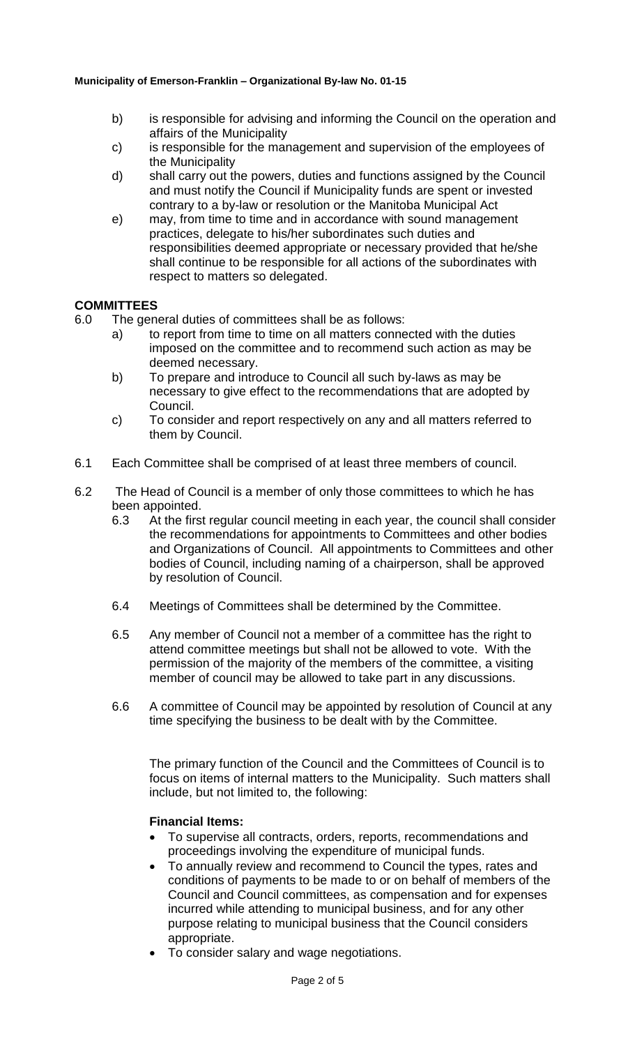b) is responsible for advising and informing the Council on the operation and affairs of the Municipality

c) is responsible for the management and supervision of the employees of the Municipality

d) shall carry out the powers, duties and functions assigned by the Council and must notify the Council if Municipality funds are spent or invested contrary to a by-law or resolution or the Manitoba Municipal Act

e) may, from time to time and in accordance with sound management practices, delegate to his/her subordinates such duties and responsibilities deemed appropriate or necessary provided that he/she shall continue to be responsible for all actions of the subordinates with respect to matters so delegated.

## COMMITTEES

6.0 The general duties of committees shall be as follows:

a) to report from time to time on all matters connected with the duties imposed on the committee and to recommend such action as may be deemed necessary.

b) To prepare and introduce to Council all such by-laws as may be necessary to give effect to the recommendations that are adopted by Council.

c) To consider and report respectively on any and all matters referred to them by Council.

6.1 Each Committee shall be comprised of at least three members of council.

6.2 The Head of Council is a member of only those committees to which he has been appointed.

6.3 At the first regular council meeting in each year, the council shall consider the recommendations for appointments to Committees and other bodies and Organizations of Council. All appointments to Committees and other bodies of Council, including naming of a chairperson, shall be approved by resolution of Council.

6.4 Meetings of Committees shall be determined by the Committee.

6.5 Any member of Council not a member of a committee has the right to attend committee meetings but shall not be allowed to vote. With the permission of the majority of the members of the committee, a visiting member of council may be allowed to take part in any discussions.

6.6 A committee of Council may be appointed by resolution of Council at any time specifying the business to be dealt with by the Committee.

The primary function of the Council and the Committees of Council is to focus on items of internal matters to the Municipality. Such matters shall include, but not limited to, the following:

**Financial Items:**

- To supervise all contracts, orders, reports, recommendations and proceedings involving the expenditure of municipal funds.
- To annually review and recommend to Council the types, rates and conditions of payments to be made to or on behalf of members of the Council and Council committees, as compensation and for expenses incurred while attending to municipal business, and for any other purpose relating to municipal business that the Council considers appropriate.
- To consider salary and wage negotiations.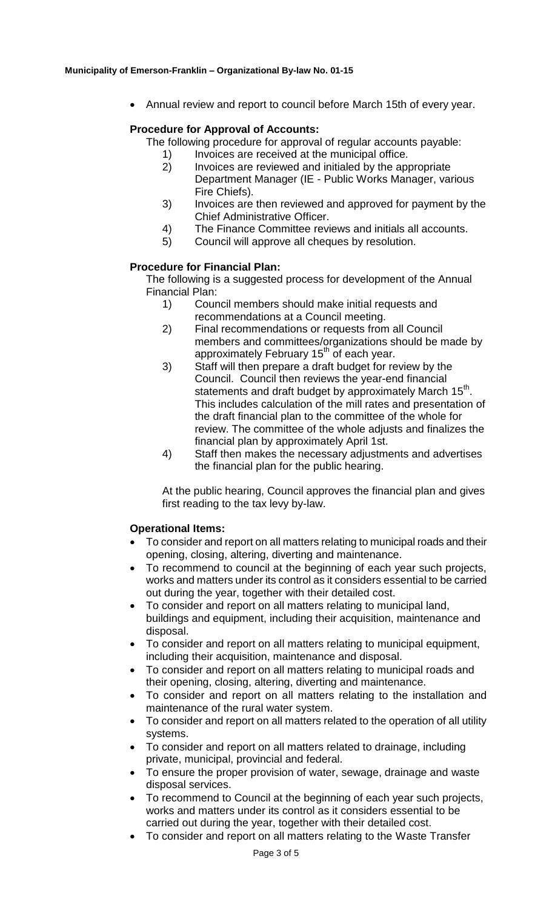- Annual review and report to council before March 15th of every year.

**Procedure for Approval of Accounts:**

The following procedure for approval of regular accounts payable:

1) Invoices are received at the municipal office.
2) Invoices are reviewed and initialed by the appropriate Department Manager (IE - Public Works Manager, various Fire Chiefs).
3) Invoices are then reviewed and approved for payment by the Chief Administrative Officer.
4) The Finance Committee reviews and initials all accounts.
5) Council will approve all cheques by resolution.

**Procedure for Financial Plan:**

The following is a suggested process for development of the Annual Financial Plan:

1) Council members should make initial requests and recommendations at a Council meeting.
2) Final recommendations or requests from all Council members and committees/organizations should be made by approximately February 15th of each year.
3) Staff will then prepare a draft budget for review by the Council. Council then reviews the year-end financial statements and draft budget by approximately March 15th. This includes calculation of the mill rates and presentation of the draft financial plan to the committee of the whole for review. The committee of the whole adjusts and finalizes the financial plan by approximately April 1st.
4) Staff then makes the necessary adjustments and advertises the financial plan for the public hearing.

At the public hearing, Council approves the financial plan and gives first reading to the tax levy by-law.

**Operational Items:**

- To consider and report on all matters relating to municipal roads and their opening, closing, altering, diverting and maintenance.
- To recommend to council at the beginning of each year such projects, works and matters under its control as it considers essential to be carried out during the year, together with their detailed cost.
- To consider and report on all matters relating to municipal land, buildings and equipment, including their acquisition, maintenance and disposal.
- To consider and report on all matters relating to municipal equipment, including their acquisition, maintenance and disposal.
- To consider and report on all matters relating to municipal roads and their opening, closing, altering, diverting and maintenance.
- To consider and report on all matters relating to the installation and maintenance of the rural water system.
- To consider and report on all matters related to the operation of all utility systems.
- To consider and report on all matters related to drainage, including private, municipal, provincial and federal.
- To ensure the proper provision of water, sewage, drainage and waste disposal services.
- To recommend to Council at the beginning of each year such projects, works and matters under its control as it considers essential to be carried out during the year, together with their detailed cost.
- To consider and report on all matters relating to the Waste Transfer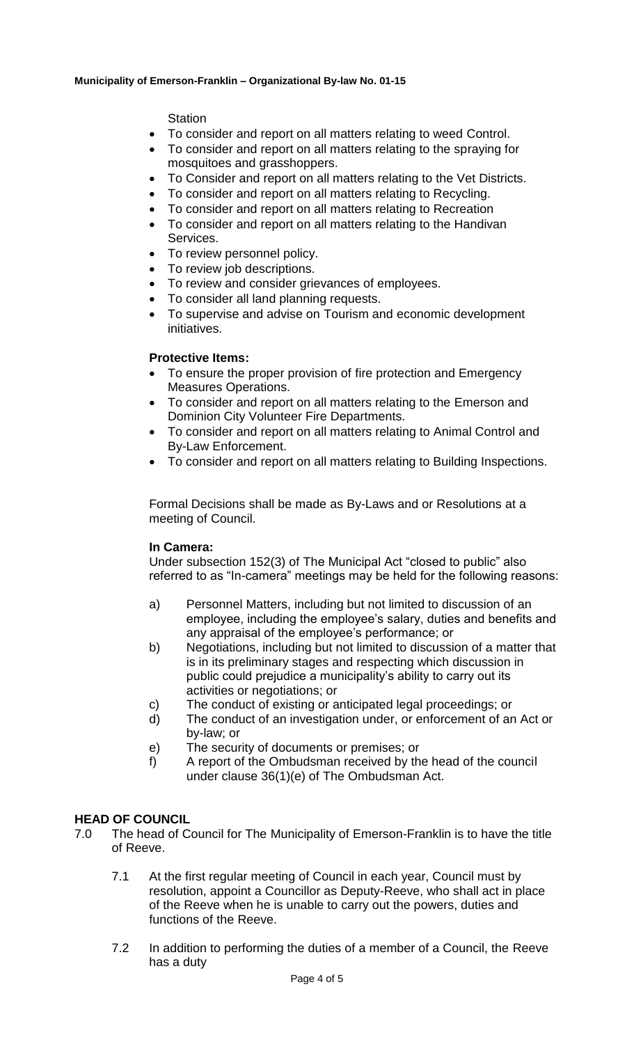Station

- To consider and report on all matters relating to weed Control.
- To consider and report on all matters relating to the spraying for mosquitoes and grasshoppers.
- To Consider and report on all matters relating to the Vet Districts.
- To consider and report on all matters relating to Recycling.
- To consider and report on all matters relating to Recreation
- To consider and report on all matters relating to the Handivan Services.
- To review personnel policy.
- To review job descriptions.
- To review and consider grievances of employees.
- To consider all land planning requests.
- To supervise and advise on Tourism and economic development initiatives.

**Protective Items:**

- To ensure the proper provision of fire protection and Emergency Measures Operations.
- To consider and report on all matters relating to the Emerson and Dominion City Volunteer Fire Departments.
- To consider and report on all matters relating to Animal Control and By-Law Enforcement.
- To consider and report on all matters relating to Building Inspections.

Formal Decisions shall be made as By-Laws and or Resolutions at a meeting of Council.

**In Camera:**

Under subsection 152(3) of The Municipal Act "closed to public" also referred to as "In-camera" meetings may be held for the following reasons:

a) Personnel Matters, including but not limited to discussion of an employee, including the employee's salary, duties and benefits and any appraisal of the employee's performance; or

b) Negotiations, including but not limited to discussion of a matter that is in its preliminary stages and respecting which discussion in public could prejudice a municipality's ability to carry out its activities or negotiations; or

c) The conduct of existing or anticipated legal proceedings; or

d) The conduct of an investigation under, or enforcement of an Act or by-law; or

e) The security of documents or premises; or

f) A report of the Ombudsman received by the head of the council under clause 36(1)(e) of The Ombudsman Act.

## HEAD OF COUNCIL

7.0 The head of Council for The Municipality of Emerson-Franklin is to have the title of Reeve.

7.1 At the first regular meeting of Council in each year, Council must by resolution, appoint a Councillor as Deputy-Reeve, who shall act in place of the Reeve when he is unable to carry out the powers, duties and functions of the Reeve.

7.2 In addition to performing the duties of a member of a Council, the Reeve has a duty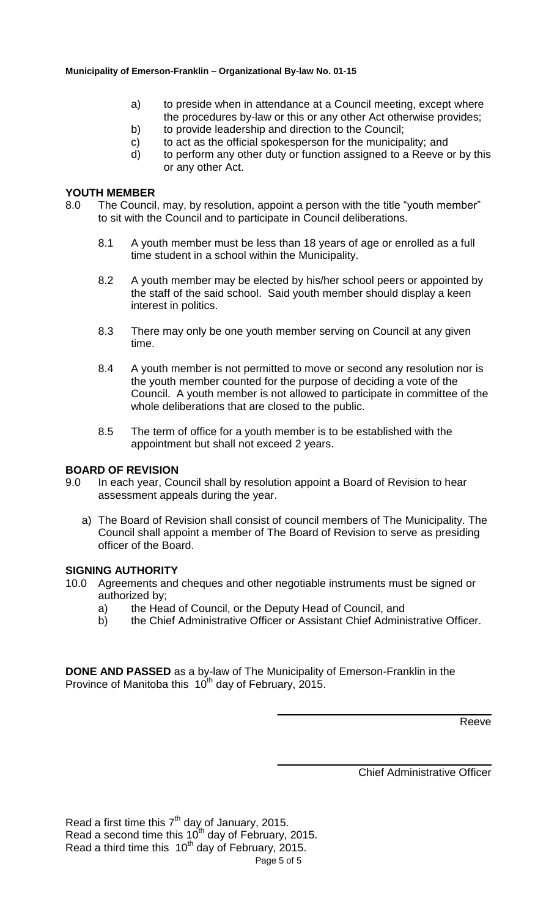a) to preside when in attendance at a Council meeting, except where the procedures by-law or this or any other Act otherwise provides;
b) to provide leadership and direction to the Council;
c) to act as the official spokesperson for the municipality; and
d) to perform any other duty or function assigned to a Reeve or by this or any other Act.

**YOUTH MEMBER**

8.0 The Council, may, by resolution, appoint a person with the title "youth member" to sit with the Council and to participate in Council deliberations.

8.1 A youth member must be less than 18 years of age or enrolled as a full time student in a school within the Municipality.

8.2 A youth member may be elected by his/her school peers or appointed by the staff of the said school. Said youth member should display a keen interest in politics.

8.3 There may only be one youth member serving on Council at any given time.

8.4 A youth member is not permitted to move or second any resolution nor is the youth member counted for the purpose of deciding a vote of the Council. A youth member is not allowed to participate in committee of the whole deliberations that are closed to the public.

8.5 The term of office for a youth member is to be established with the appointment but shall not exceed 2 years.

**BOARD OF REVISION**

9.0 In each year, Council shall by resolution appoint a Board of Revision to hear assessment appeals during the year.

a) The Board of Revision shall consist of council members of The Municipality. The Council shall appoint a member of The Board of Revision to serve as presiding officer of the Board.

**SIGNING AUTHORITY**

10.0 Agreements and cheques and other negotiable instruments must be signed or authorized by;
a) the Head of Council, or the Deputy Head of Council, and
b) the Chief Administrative Officer or Assistant Chief Administrative Officer.

**DONE AND PASSED** as a by-law of The Municipality of Emerson-Franklin in the Province of Manitoba this 10th day of February, 2015.

Reeve

Chief Administrative Officer

Read a first time this 7th day of January, 2015.
Read a second time this 10th day of February, 2015.
Read a third time this 10th day of February, 2015.